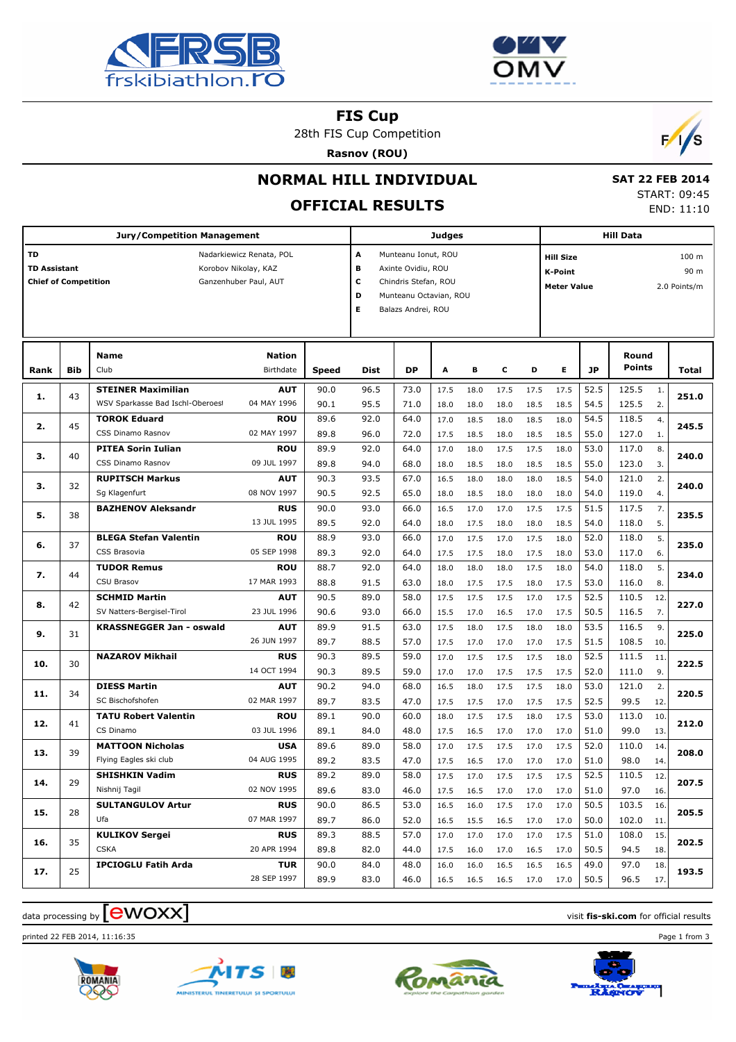# FIS Cup

28th FIS Cup Competition

**Rasnov (ROU)**

## NORMAL HILL INDIVIDUAL

## OFFICIAL RESULTS

**SAT 22 FEB 2014**
START: 09:45
END: 11:10

| Jury/Competition Management | | Judges | | Hill Data | |
|---|---|---|---|---|---|
| **TD** | Nadarkiewicz Renata, POL | **A** | Munteanu Ionut, ROU | **Hill Size** | 100 m |
| **TD Assistant** | Korobov Nikolay, KAZ | **B** | Axinte Ovidiu, ROU | **K-Point** | 90 m |
| **Chief of Competition** | Ganzenhuber Paul, AUT | **C** | Chindris Stefan, ROU | **Meter Value** | 2.0 Points/m |
| | | **D** | Munteanu Octavian, ROU | | |
| | | **E** | Balazs Andrei, ROU | | |

| Rank | Bib | Name / Club | Nation / Birthdate | Speed | Dist | DP | A | B | C | D | E | JP | Round Points | | Total |
|---|---|---|---|---|---|---|---|---|---|---|---|---|---|---|---|
| **1.** | 43 | **STEINER Maximilian** | **AUT** | 90.0 | 96.5 | 73.0 | 17.5 | 18.0 | 17.5 | 17.5 | 17.5 | 52.5 | 125.5 | 1. | **251.0** |
| | | WSV Sparkasse Bad Ischl-Oberoesl | 04 MAY 1996 | 90.1 | 95.5 | 71.0 | 18.0 | 18.0 | 18.0 | 18.5 | 18.5 | 54.5 | 125.5 | 2. | |
| **2.** | 45 | **TOROK Eduard** | **ROU** | 89.6 | 92.0 | 64.0 | 17.0 | 18.5 | 18.0 | 18.5 | 18.0 | 54.5 | 118.5 | 4. | **245.5** |
| | | CSS Dinamo Rasnov | 02 MAY 1997 | 89.8 | 96.0 | 72.0 | 17.5 | 18.5 | 18.0 | 18.5 | 18.5 | 55.0 | 127.0 | 1. | |
| **3.** | 40 | **PITEA Sorin Iulian** | **ROU** | 89.9 | 92.0 | 64.0 | 17.0 | 18.0 | 17.5 | 17.5 | 18.0 | 53.0 | 117.0 | 8. | **240.0** |
| | | CSS Dinamo Rasnov | 09 JUL 1997 | 89.8 | 94.0 | 68.0 | 18.0 | 18.5 | 18.0 | 18.5 | 18.5 | 55.0 | 123.0 | 3. | |
| **3.** | 32 | **RUPITSCH Markus** | **AUT** | 90.3 | 93.5 | 67.0 | 16.5 | 18.0 | 18.0 | 18.0 | 18.5 | 54.0 | 121.0 | 2. | **240.0** |
| | | Sg Klagenfurt | 08 NOV 1997 | 90.5 | 92.5 | 65.0 | 18.0 | 18.5 | 18.0 | 18.0 | 18.0 | 54.0 | 119.0 | 4. | |
| **5.** | 38 | **BAZHENOV Aleksandr** | **RUS** | 90.0 | 93.0 | 66.0 | 16.5 | 17.0 | 17.0 | 17.5 | 17.5 | 51.5 | 117.5 | 7. | **235.5** |
| | | | 13 JUL 1995 | 89.5 | 92.0 | 64.0 | 18.0 | 17.5 | 18.0 | 18.0 | 18.5 | 54.0 | 118.0 | 5. | |
| **6.** | 37 | **BLEGA Stefan Valentin** | **ROU** | 88.9 | 93.0 | 66.0 | 17.0 | 17.5 | 17.0 | 17.5 | 18.0 | 52.0 | 118.0 | 5. | **235.0** |
| | | CSS Brasovia | 05 SEP 1998 | 89.3 | 92.0 | 64.0 | 17.5 | 17.5 | 18.0 | 17.5 | 18.0 | 53.0 | 117.0 | 6. | |
| **7.** | 44 | **TUDOR Remus** | **ROU** | 88.7 | 92.0 | 64.0 | 18.0 | 18.0 | 18.0 | 17.5 | 18.0 | 54.0 | 118.0 | 5. | **234.0** |
| | | CSU Brasov | 17 MAR 1993 | 88.8 | 91.5 | 63.0 | 18.0 | 17.5 | 17.5 | 18.0 | 17.5 | 53.0 | 116.0 | 8. | |
| **8.** | 42 | **SCHMID Martin** | **AUT** | 90.5 | 89.0 | 58.0 | 17.5 | 17.5 | 17.5 | 17.0 | 17.5 | 52.5 | 110.5 | 12. | **227.0** |
| | | SV Natters-Bergisel-Tirol | 23 JUL 1996 | 90.6 | 93.0 | 66.0 | 15.5 | 17.0 | 16.5 | 17.0 | 17.5 | 50.5 | 116.5 | 7. | |
| **9.** | 31 | **KRASSNEGGER Jan - oswald** | **AUT** | 89.9 | 91.5 | 63.0 | 17.5 | 18.0 | 17.5 | 18.0 | 18.0 | 53.5 | 116.5 | 9. | **225.0** |
| | | | 26 JUN 1997 | 89.7 | 88.5 | 57.0 | 17.5 | 17.0 | 17.0 | 17.0 | 17.5 | 51.5 | 108.5 | 10. | |
| **10.** | 30 | **NAZAROV Mikhail** | **RUS** | 90.3 | 89.5 | 59.0 | 17.0 | 17.5 | 17.5 | 17.5 | 18.0 | 52.5 | 111.5 | 11. | **222.5** |
| | | | 14 OCT 1994 | 90.3 | 89.5 | 59.0 | 17.0 | 17.0 | 17.5 | 17.5 | 17.5 | 52.0 | 111.0 | 9. | |
| **11.** | 34 | **DIESS Martin** | **AUT** | 90.2 | 94.0 | 68.0 | 16.5 | 18.0 | 17.5 | 17.5 | 18.0 | 53.0 | 121.0 | 2. | **220.5** |
| | | SC Bischofshofen | 02 MAR 1997 | 89.7 | 83.5 | 47.0 | 17.5 | 17.5 | 17.0 | 17.5 | 17.5 | 52.5 | 99.5 | 12. | |
| **12.** | 41 | **TATU Robert Valentin** | **ROU** | 89.1 | 90.0 | 60.0 | 18.0 | 17.5 | 17.5 | 18.0 | 17.5 | 53.0 | 113.0 | 10. | **212.0** |
| | | CS Dinamo | 03 JUL 1996 | 89.1 | 84.0 | 48.0 | 17.5 | 16.5 | 17.0 | 17.0 | 17.0 | 51.0 | 99.0 | 13. | |
| **13.** | 39 | **MATTOON Nicholas** | **USA** | 89.6 | 89.0 | 58.0 | 17.0 | 17.5 | 17.5 | 17.0 | 17.5 | 52.0 | 110.0 | 14. | **208.0** |
| | | Flying Eagles ski club | 04 AUG 1995 | 89.2 | 83.5 | 47.0 | 17.5 | 16.5 | 17.0 | 17.0 | 17.0 | 51.0 | 98.0 | 14. | |
| **14.** | 29 | **SHISHKIN Vadim** | **RUS** | 89.2 | 89.0 | 58.0 | 17.5 | 17.0 | 17.5 | 17.5 | 17.5 | 52.5 | 110.5 | 12. | **207.5** |
| | | Nishnij Tagil | 02 NOV 1995 | 89.6 | 83.0 | 46.0 | 17.5 | 16.5 | 17.0 | 17.0 | 17.0 | 51.0 | 97.0 | 16. | |
| **15.** | 28 | **SULTANGULOV Artur** | **RUS** | 90.0 | 86.5 | 53.0 | 16.5 | 16.0 | 17.5 | 17.0 | 17.0 | 50.5 | 103.5 | 16. | **205.5** |
| | | Ufa | 07 MAR 1997 | 89.7 | 86.0 | 52.0 | 16.5 | 15.5 | 16.5 | 17.0 | 17.0 | 50.0 | 102.0 | 11. | |
| **16.** | 35 | **KULIKOV Sergei** | **RUS** | 89.3 | 88.5 | 57.0 | 17.0 | 17.0 | 17.0 | 17.0 | 17.5 | 51.0 | 108.0 | 15. | **202.5** |
| | | CSKA | 20 APR 1994 | 89.8 | 82.0 | 44.0 | 17.5 | 16.0 | 17.0 | 16.5 | 17.0 | 50.5 | 94.5 | 18. | |
| **17.** | 25 | **IPCIOGLU Fatih Arda** | **TUR** | 90.0 | 84.0 | 48.0 | 16.0 | 16.0 | 16.5 | 16.5 | 16.5 | 49.0 | 97.0 | 18. | **193.5** |
| | | | 28 SEP 1997 | 89.9 | 83.0 | 46.0 | 16.5 | 16.5 | 16.5 | 17.0 | 17.0 | 50.5 | 96.5 | 17. | |

data processing by ewoxx — visit **fis-ski.com** for official results

printed 22 FEB 2014, 11:16:35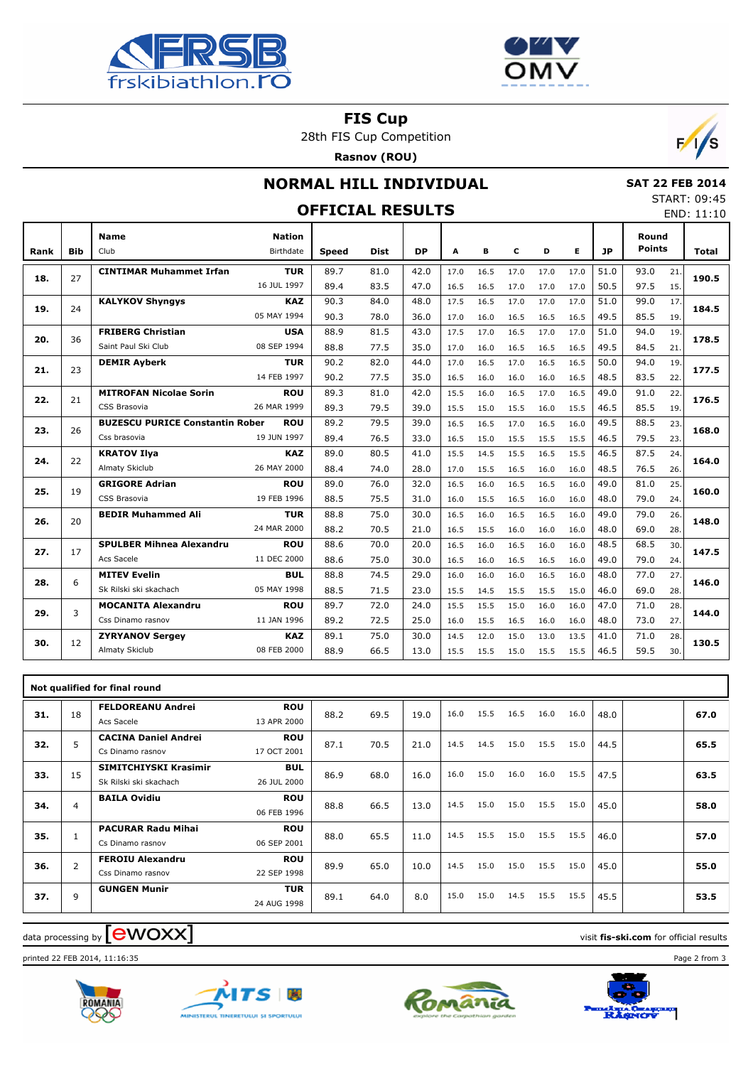# FIS Cup

28th FIS Cup Competition

**Rasnov (ROU)**

## NORMAL HILL INDIVIDUAL

## OFFICIAL RESULTS

**SAT 22 FEB 2014**

START: 09:45

END: 11:10

| Rank | Bib | Name / Club | Nation / Birthdate | Speed | Dist | DP | A | B | C | D | E | JP | Round Points | | Total |
|---|---|---|---|---|---|---|---|---|---|---|---|---|---|---|---|
| **18.** | 27 | **CINTIMAR Muhammet Irfan** | **TUR** | 89.7 | 81.0 | 42.0 | 17.0 | 16.5 | 17.0 | 17.0 | 17.0 | 51.0 | 93.0 | 21. | **190.5** |
| | | | 16 JUL 1997 | 89.4 | 83.5 | 47.0 | 16.5 | 16.5 | 17.0 | 17.0 | 17.0 | 50.5 | 97.5 | 15. | |
| **19.** | 24 | **KALYKOV Shyngys** | **KAZ** | 90.3 | 84.0 | 48.0 | 17.5 | 16.5 | 17.0 | 17.0 | 17.0 | 51.0 | 99.0 | 17. | **184.5** |
| | | | 05 MAY 1994 | 90.3 | 78.0 | 36.0 | 17.0 | 16.0 | 16.5 | 16.5 | 16.5 | 49.5 | 85.5 | 19. | |
| **20.** | 36 | **FRIBERG Christian** | **USA** | 88.9 | 81.5 | 43.0 | 17.5 | 17.0 | 16.5 | 17.0 | 17.0 | 51.0 | 94.0 | 19. | **178.5** |
| | | Saint Paul Ski Club | 08 SEP 1994 | 88.8 | 77.5 | 35.0 | 17.0 | 16.0 | 16.5 | 16.5 | 16.5 | 49.5 | 84.5 | 21. | |
| **21.** | 23 | **DEMIR Ayberk** | **TUR** | 90.2 | 82.0 | 44.0 | 17.0 | 16.5 | 17.0 | 16.5 | 16.5 | 50.0 | 94.0 | 19. | **177.5** |
| | | | 14 FEB 1997 | 90.2 | 77.5 | 35.0 | 16.5 | 16.0 | 16.0 | 16.0 | 16.5 | 48.5 | 83.5 | 22. | |
| **22.** | 21 | **MITROFAN Nicolae Sorin** | **ROU** | 89.3 | 81.0 | 42.0 | 15.5 | 16.0 | 16.5 | 17.0 | 16.5 | 49.0 | 91.0 | 22. | **176.5** |
| | | CSS Brasovia | 26 MAR 1999 | 89.3 | 79.5 | 39.0 | 15.5 | 15.0 | 15.5 | 16.0 | 15.5 | 46.5 | 85.5 | 19. | |
| **23.** | 26 | **BUZESCU PURICE Constantin Rober** | **ROU** | 89.2 | 79.5 | 39.0 | 16.5 | 16.5 | 17.0 | 16.5 | 16.0 | 49.5 | 88.5 | 23. | **168.0** |
| | | Css brasovia | 19 JUN 1997 | 89.4 | 76.5 | 33.0 | 16.5 | 15.0 | 15.5 | 15.5 | 15.5 | 46.5 | 79.5 | 23. | |
| **24.** | 22 | **KRATOV Ilya** | **KAZ** | 89.0 | 80.5 | 41.0 | 15.5 | 14.5 | 15.5 | 16.5 | 15.5 | 46.5 | 87.5 | 24. | **164.0** |
| | | Almaty Skiclub | 26 MAY 2000 | 88.4 | 74.0 | 28.0 | 17.0 | 15.5 | 16.5 | 16.0 | 16.0 | 48.5 | 76.5 | 26. | |
| **25.** | 19 | **GRIGORE Adrian** | **ROU** | 89.0 | 76.0 | 32.0 | 16.5 | 16.0 | 16.5 | 16.5 | 16.0 | 49.0 | 81.0 | 25. | **160.0** |
| | | CSS Brasovia | 19 FEB 1996 | 88.5 | 75.5 | 31.0 | 16.0 | 15.5 | 16.5 | 16.0 | 16.0 | 48.0 | 79.0 | 24. | |
| **26.** | 20 | **BEDIR Muhammed Ali** | **TUR** | 88.8 | 75.0 | 30.0 | 16.5 | 16.0 | 16.5 | 16.5 | 16.0 | 49.0 | 79.0 | 26. | **148.0** |
| | | | 24 MAR 2000 | 88.2 | 70.5 | 21.0 | 16.5 | 15.5 | 16.0 | 16.0 | 16.0 | 48.0 | 69.0 | 28. | |
| **27.** | 17 | **SPULBER Mihnea Alexandru** | **ROU** | 88.6 | 70.0 | 20.0 | 16.5 | 16.0 | 16.5 | 16.0 | 16.0 | 48.5 | 68.5 | 30. | **147.5** |
| | | Acs Sacele | 11 DEC 2000 | 88.6 | 75.0 | 30.0 | 16.5 | 16.0 | 16.5 | 16.5 | 16.0 | 49.0 | 79.0 | 24. | |
| **28.** | 6 | **MITEV Evelin** | **BUL** | 88.8 | 74.5 | 29.0 | 16.0 | 16.0 | 16.0 | 16.5 | 16.0 | 48.0 | 77.0 | 27. | **146.0** |
| | | Sk Rilski ski skachach | 05 MAY 1998 | 88.5 | 71.5 | 23.0 | 15.5 | 14.5 | 15.5 | 15.5 | 15.0 | 46.0 | 69.0 | 28. | |
| **29.** | 3 | **MOCANITA Alexandru** | **ROU** | 89.7 | 72.0 | 24.0 | 15.5 | 15.5 | 15.0 | 16.0 | 16.0 | 47.0 | 71.0 | 28. | **144.0** |
| | | Css Dinamo rasnov | 11 JAN 1996 | 89.2 | 72.5 | 25.0 | 16.0 | 15.5 | 16.5 | 16.0 | 16.0 | 48.0 | 73.0 | 27. | |
| **30.** | 12 | **ZYRYANOV Sergey** | **KAZ** | 89.1 | 75.0 | 30.0 | 14.5 | 12.0 | 15.0 | 13.0 | 13.5 | 41.0 | 71.0 | 28. | **130.5** |
| | | Almaty Skiclub | 08 FEB 2000 | 88.9 | 66.5 | 13.0 | 15.5 | 15.5 | 15.0 | 15.5 | 15.5 | 46.5 | 59.5 | 30. | |

**Not qualified for final round**

| Rank | Bib | Name / Club | Nation / Birthdate | Speed | Dist | DP | A | B | C | D | E | JP | Round Points | Total |
|---|---|---|---|---|---|---|---|---|---|---|---|---|---|---|
| **31.** | 18 | **FELDOREANU Andrei** / Acs Sacele | **ROU** / 13 APR 2000 | 88.2 | 69.5 | 19.0 | 16.0 | 15.5 | 16.5 | 16.0 | 16.0 | 48.0 | | **67.0** |
| **32.** | 5 | **CACINA Daniel Andrei** / Cs Dinamo rasnov | **ROU** / 17 OCT 2001 | 87.1 | 70.5 | 21.0 | 14.5 | 14.5 | 15.0 | 15.5 | 15.0 | 44.5 | | **65.5** |
| **33.** | 15 | **SIMITCHIYSKI Krasimir** / Sk Rilski ski skachach | **BUL** / 26 JUL 2000 | 86.9 | 68.0 | 16.0 | 16.0 | 15.0 | 16.0 | 16.0 | 15.5 | 47.5 | | **63.5** |
| **34.** | 4 | **BAILA Ovidiu** | **ROU** / 06 FEB 1996 | 88.8 | 66.5 | 13.0 | 14.5 | 15.0 | 15.0 | 15.5 | 15.0 | 45.0 | | **58.0** |
| **35.** | 1 | **PACURAR Radu Mihai** / Cs Dinamo rasnov | **ROU** / 06 SEP 2001 | 88.0 | 65.5 | 11.0 | 14.5 | 15.5 | 15.0 | 15.5 | 15.5 | 46.0 | | **57.0** |
| **36.** | 2 | **FEROIU Alexandru** / Css Dinamo rasnov | **ROU** / 22 SEP 1998 | 89.9 | 65.0 | 10.0 | 14.5 | 15.0 | 15.0 | 15.5 | 15.0 | 45.0 | | **55.0** |
| **37.** | 9 | **GUNGEN Munir** | **TUR** / 24 AUG 1998 | 89.1 | 64.0 | 8.0 | 15.0 | 15.0 | 14.5 | 15.5 | 15.5 | 45.5 | | **53.5** |

data processing by ewoxx — visit **fis-ski.com** for official results

printed 22 FEB 2014, 11:16:35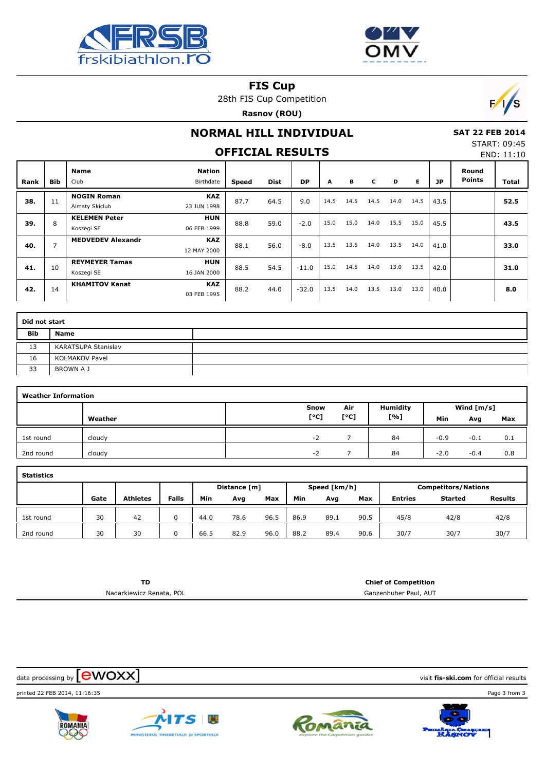# FIS Cup

28th FIS Cup Competition

**Rasnov (ROU)**

## NORMAL HILL INDIVIDUAL

## OFFICIAL RESULTS

**SAT 22 FEB 2014**
START: 09:45
END: 11:10

| Rank | Bib | Name / Club | Nation / Birthdate | Speed | Dist | DP | A | B | C | D | E | JP | Round Points | Total |
|---|---|---|---|---|---|---|---|---|---|---|---|---|---|---|
| 38. | 11 | **NOGIN Roman** Almaty Skiclub | **KAZ** 23 JUN 1998 | 87.7 | 64.5 | 9.0 | 14.5 | 14.5 | 14.5 | 14.0 | 14.5 | 43.5 | | **52.5** |
| 39. | 8 | **KELEMEN Peter** Koszegi SE | **HUN** 06 FEB 1999 | 88.8 | 59.0 | -2.0 | 15.0 | 15.0 | 14.0 | 15.5 | 15.0 | 45.5 | | **43.5** |
| 40. | 7 | **MEDVEDEV Alexandr** | **KAZ** 12 MAY 2000 | 88.1 | 56.0 | -8.0 | 13.5 | 13.5 | 14.0 | 13.5 | 14.0 | 41.0 | | **33.0** |
| 41. | 10 | **REYMEYER Tamas** Koszegi SE | **HUN** 16 JAN 2000 | 88.5 | 54.5 | -11.0 | 15.0 | 14.5 | 14.0 | 13.0 | 13.5 | 42.0 | | **31.0** |
| 42. | 14 | **KHAMITOV Kanat** | **KAZ** 03 FEB 1995 | 88.2 | 44.0 | -32.0 | 13.5 | 14.0 | 13.5 | 13.0 | 13.0 | 40.0 | | **8.0** |

**Did not start**

| Bib | Name |
|---|---|
| 13 | KARATSUPA Stanislav |
| 16 | KOLMAKOV Pavel |
| 33 | BROWN A J |

**Weather Information**

| | Weather | Snow [°C] | Air [°C] | Humidity [%] | Wind [m/s] Min | Avg | Max |
|---|---|---|---|---|---|---|---|
| 1st round | cloudy | -2 | 7 | 84 | -0.9 | -0.1 | 0.1 |
| 2nd round | cloudy | -2 | 7 | 84 | -2.0 | -0.4 | 0.8 |

**Statistics**

| | Gate | Athletes | Falls | Distance [m] | | | Speed [km/h] | | | Competitors/Nations | | |
|---|---|---|---|---|---|---|---|---|---|---|---|---|
| | | | | Min | Avg | Max | Min | Avg | Max | Entries | Started | Results |
| 1st round | 30 | 42 | 0 | 44.0 | 78.6 | 96.5 | 86.9 | 89.1 | 90.5 | 45/8 | 42/8 | 42/8 |
| 2nd round | 30 | 30 | 0 | 66.5 | 82.9 | 96.0 | 88.2 | 89.4 | 90.6 | 30/7 | 30/7 | 30/7 |

**TD**
Nadarkiewicz Renata, POL

**Chief of Competition**
Ganzenhuber Paul, AUT

data processing by ewoxx

visit **fis-ski.com** for official results

printed 22 FEB 2014, 11:16:35